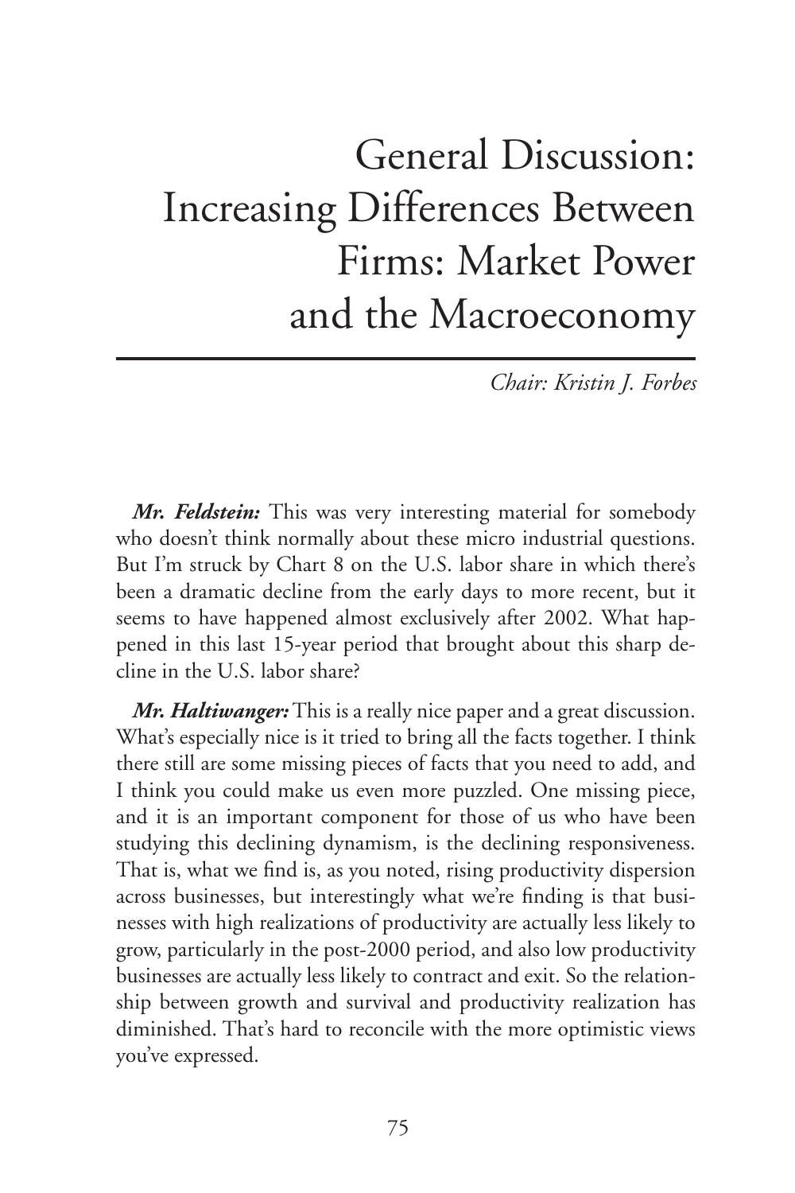# General Discussion: Increasing Differences Between Firms: Market Power and the Macroeconomy

*Chair: Kristin J. Forbes*

***Mr. Feldstein:*** This was very interesting material for somebody who doesn't think normally about these micro industrial questions. But I'm struck by Chart 8 on the U.S. labor share in which there's been a dramatic decline from the early days to more recent, but it seems to have happened almost exclusively after 2002. What happened in this last 15-year period that brought about this sharp decline in the U.S. labor share?

***Mr. Haltiwanger:*** This is a really nice paper and a great discussion. What's especially nice is it tried to bring all the facts together. I think there still are some missing pieces of facts that you need to add, and I think you could make us even more puzzled. One missing piece, and it is an important component for those of us who have been studying this declining dynamism, is the declining responsiveness. That is, what we find is, as you noted, rising productivity dispersion across businesses, but interestingly what we're finding is that businesses with high realizations of productivity are actually less likely to grow, particularly in the post-2000 period, and also low productivity businesses are actually less likely to contract and exit. So the relationship between growth and survival and productivity realization has diminished. That's hard to reconcile with the more optimistic views you've expressed.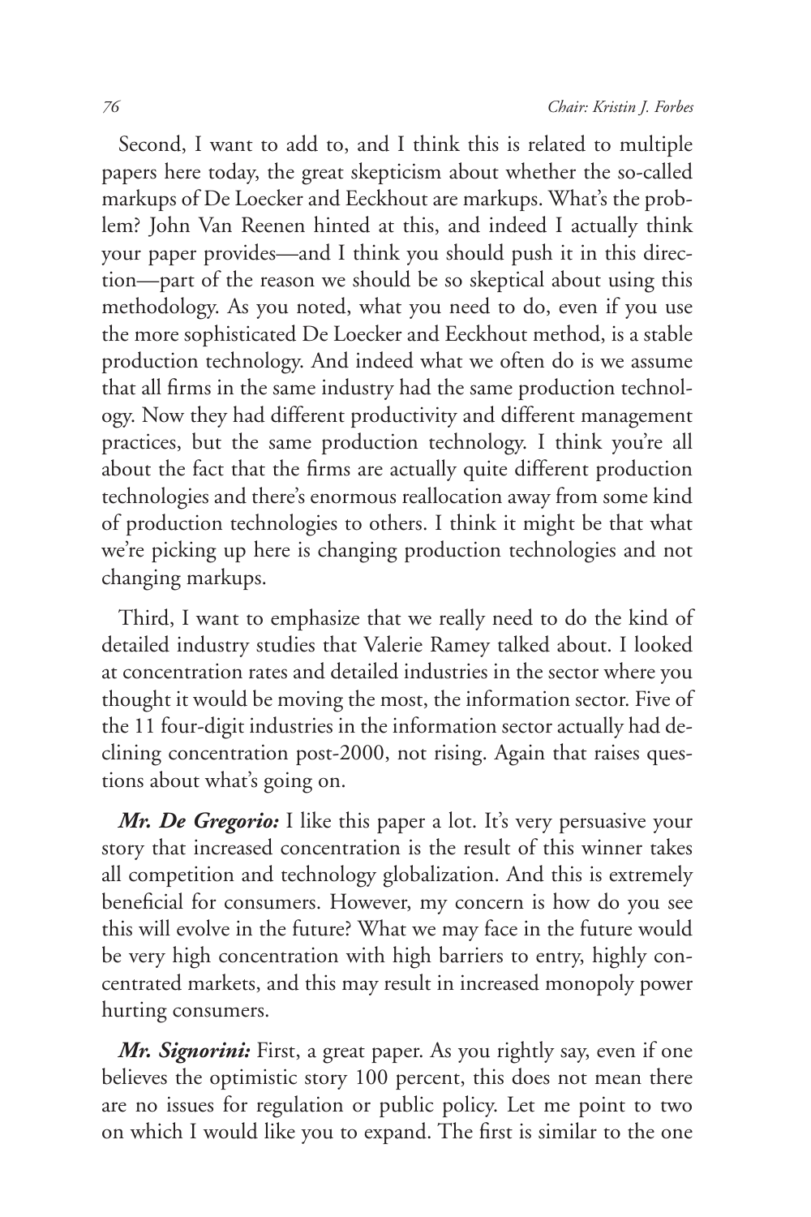Second, I want to add to, and I think this is related to multiple papers here today, the great skepticism about whether the so-called markups of De Loecker and Eeckhout are markups. What's the problem? John Van Reenen hinted at this, and indeed I actually think your paper provides—and I think you should push it in this direction—part of the reason we should be so skeptical about using this methodology. As you noted, what you need to do, even if you use the more sophisticated De Loecker and Eeckhout method, is a stable production technology. And indeed what we often do is we assume that all firms in the same industry had the same production technology. Now they had different productivity and different management practices, but the same production technology. I think you're all about the fact that the firms are actually quite different production technologies and there's enormous reallocation away from some kind of production technologies to others. I think it might be that what we're picking up here is changing production technologies and not changing markups.

Third, I want to emphasize that we really need to do the kind of detailed industry studies that Valerie Ramey talked about. I looked at concentration rates and detailed industries in the sector where you thought it would be moving the most, the information sector. Five of the 11 four-digit industries in the information sector actually had declining concentration post-2000, not rising. Again that raises questions about what's going on.

***Mr. De Gregorio:*** I like this paper a lot. It's very persuasive your story that increased concentration is the result of this winner takes all competition and technology globalization. And this is extremely beneficial for consumers. However, my concern is how do you see this will evolve in the future? What we may face in the future would be very high concentration with high barriers to entry, highly concentrated markets, and this may result in increased monopoly power hurting consumers.

***Mr. Signorini:*** First, a great paper. As you rightly say, even if one believes the optimistic story 100 percent, this does not mean there are no issues for regulation or public policy. Let me point to two on which I would like you to expand. The first is similar to the one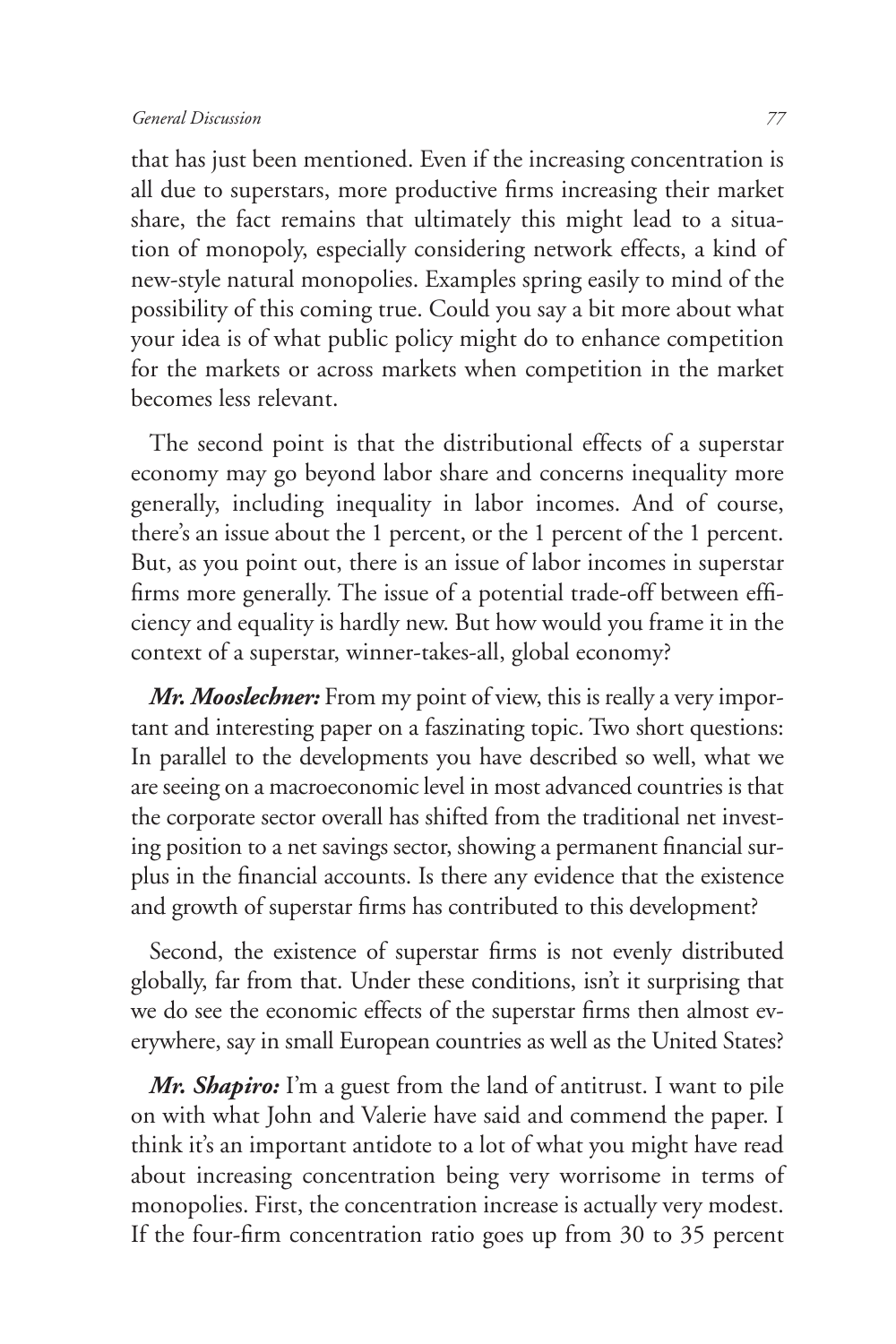that has just been mentioned. Even if the increasing concentration is all due to superstars, more productive firms increasing their market share, the fact remains that ultimately this might lead to a situation of monopoly, especially considering network effects, a kind of new-style natural monopolies. Examples spring easily to mind of the possibility of this coming true. Could you say a bit more about what your idea is of what public policy might do to enhance competition for the markets or across markets when competition in the market becomes less relevant.

The second point is that the distributional effects of a superstar economy may go beyond labor share and concerns inequality more generally, including inequality in labor incomes. And of course, there's an issue about the 1 percent, or the 1 percent of the 1 percent. But, as you point out, there is an issue of labor incomes in superstar firms more generally. The issue of a potential trade-off between efficiency and equality is hardly new. But how would you frame it in the context of a superstar, winner-takes-all, global economy?

***Mr. Mooslechner:*** From my point of view, this is really a very important and interesting paper on a faszinating topic. Two short questions: In parallel to the developments you have described so well, what we are seeing on a macroeconomic level in most advanced countries is that the corporate sector overall has shifted from the traditional net investing position to a net savings sector, showing a permanent financial surplus in the financial accounts. Is there any evidence that the existence and growth of superstar firms has contributed to this development?

Second, the existence of superstar firms is not evenly distributed globally, far from that. Under these conditions, isn't it surprising that we do see the economic effects of the superstar firms then almost everywhere, say in small European countries as well as the United States?

***Mr. Shapiro:*** I'm a guest from the land of antitrust. I want to pile on with what John and Valerie have said and commend the paper. I think it's an important antidote to a lot of what you might have read about increasing concentration being very worrisome in terms of monopolies. First, the concentration increase is actually very modest. If the four-firm concentration ratio goes up from 30 to 35 percent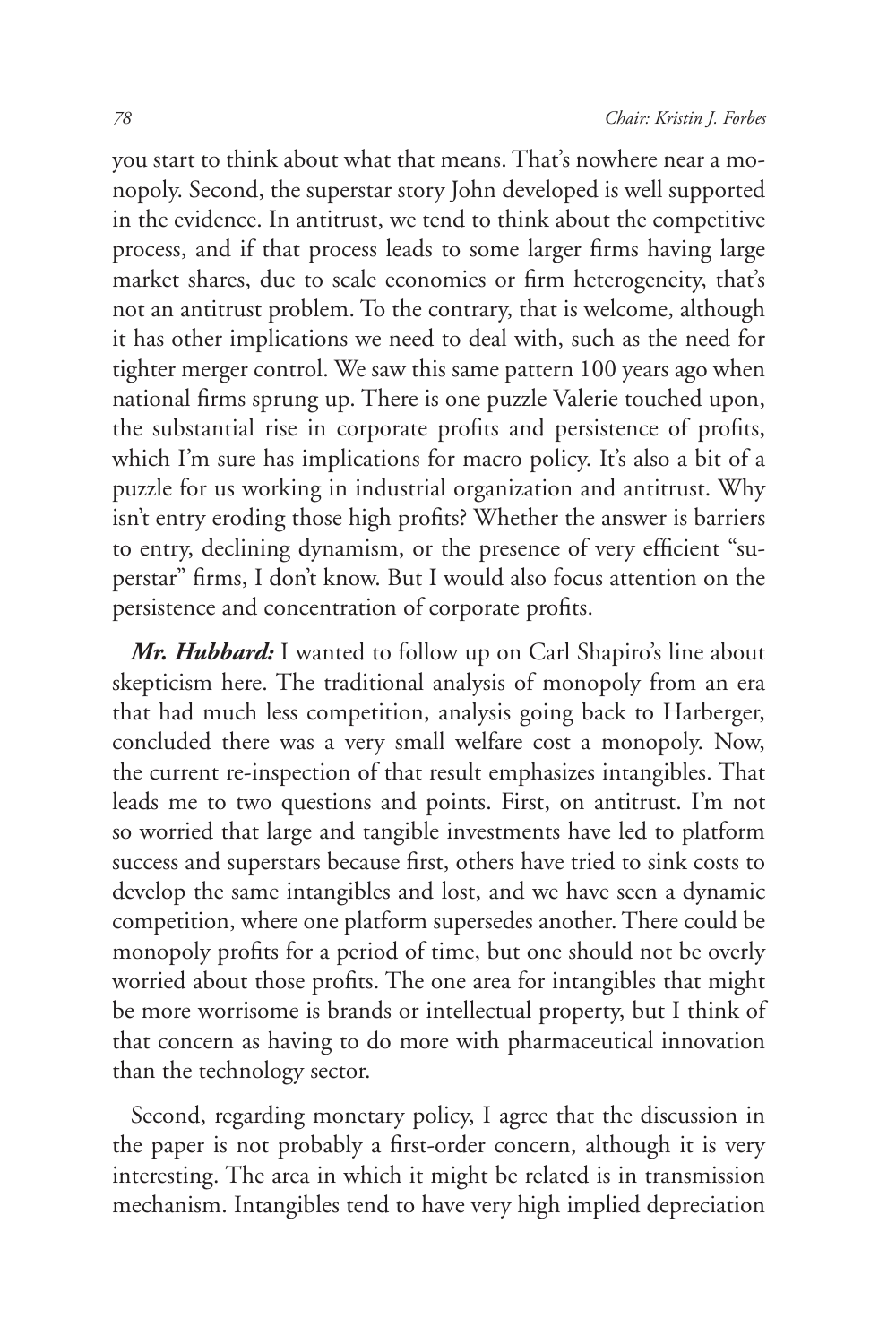you start to think about what that means. That's nowhere near a monopoly. Second, the superstar story John developed is well supported in the evidence. In antitrust, we tend to think about the competitive process, and if that process leads to some larger firms having large market shares, due to scale economies or firm heterogeneity, that's not an antitrust problem. To the contrary, that is welcome, although it has other implications we need to deal with, such as the need for tighter merger control. We saw this same pattern 100 years ago when national firms sprung up. There is one puzzle Valerie touched upon, the substantial rise in corporate profits and persistence of profits, which I'm sure has implications for macro policy. It's also a bit of a puzzle for us working in industrial organization and antitrust. Why isn't entry eroding those high profits? Whether the answer is barriers to entry, declining dynamism, or the presence of very efficient "superstar" firms, I don't know. But I would also focus attention on the persistence and concentration of corporate profits.

***Mr. Hubbard:*** I wanted to follow up on Carl Shapiro's line about skepticism here. The traditional analysis of monopoly from an era that had much less competition, analysis going back to Harberger, concluded there was a very small welfare cost a monopoly. Now, the current re-inspection of that result emphasizes intangibles. That leads me to two questions and points. First, on antitrust. I'm not so worried that large and tangible investments have led to platform success and superstars because first, others have tried to sink costs to develop the same intangibles and lost, and we have seen a dynamic competition, where one platform supersedes another. There could be monopoly profits for a period of time, but one should not be overly worried about those profits. The one area for intangibles that might be more worrisome is brands or intellectual property, but I think of that concern as having to do more with pharmaceutical innovation than the technology sector.

Second, regarding monetary policy, I agree that the discussion in the paper is not probably a first-order concern, although it is very interesting. The area in which it might be related is in transmission mechanism. Intangibles tend to have very high implied depreciation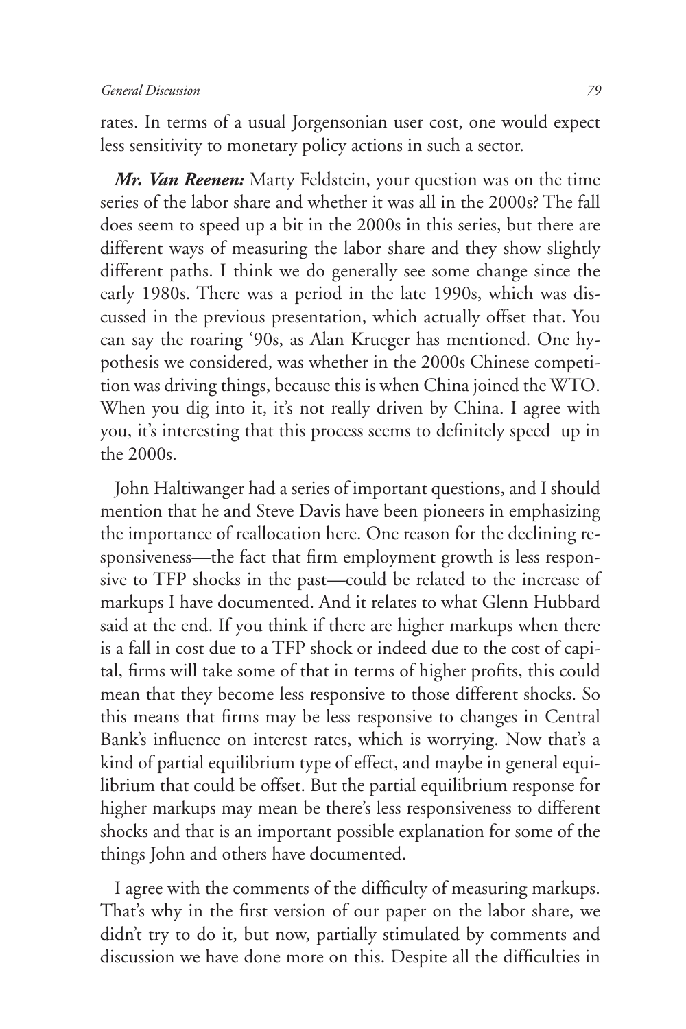rates. In terms of a usual Jorgensonian user cost, one would expect less sensitivity to monetary policy actions in such a sector.

***Mr. Van Reenen:*** Marty Feldstein, your question was on the time series of the labor share and whether it was all in the 2000s? The fall does seem to speed up a bit in the 2000s in this series, but there are different ways of measuring the labor share and they show slightly different paths. I think we do generally see some change since the early 1980s. There was a period in the late 1990s, which was discussed in the previous presentation, which actually offset that. You can say the roaring '90s, as Alan Krueger has mentioned. One hypothesis we considered, was whether in the 2000s Chinese competition was driving things, because this is when China joined the WTO. When you dig into it, it's not really driven by China. I agree with you, it's interesting that this process seems to definitely speed up in the 2000s.

John Haltiwanger had a series of important questions, and I should mention that he and Steve Davis have been pioneers in emphasizing the importance of reallocation here. One reason for the declining responsiveness—the fact that firm employment growth is less responsive to TFP shocks in the past—could be related to the increase of markups I have documented. And it relates to what Glenn Hubbard said at the end. If you think if there are higher markups when there is a fall in cost due to a TFP shock or indeed due to the cost of capital, firms will take some of that in terms of higher profits, this could mean that they become less responsive to those different shocks. So this means that firms may be less responsive to changes in Central Bank's influence on interest rates, which is worrying. Now that's a kind of partial equilibrium type of effect, and maybe in general equilibrium that could be offset. But the partial equilibrium response for higher markups may mean be there's less responsiveness to different shocks and that is an important possible explanation for some of the things John and others have documented.

I agree with the comments of the difficulty of measuring markups. That's why in the first version of our paper on the labor share, we didn't try to do it, but now, partially stimulated by comments and discussion we have done more on this. Despite all the difficulties in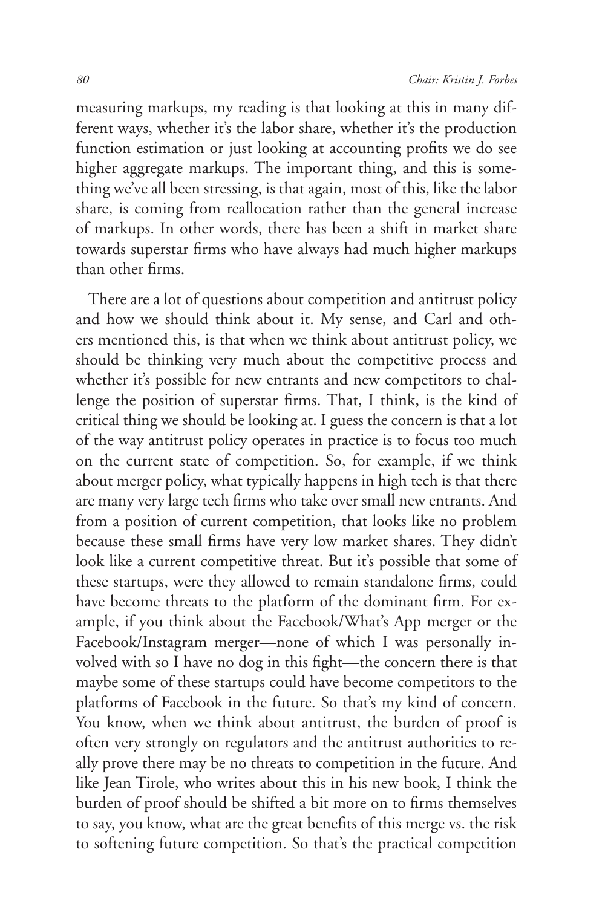measuring markups, my reading is that looking at this in many different ways, whether it's the labor share, whether it's the production function estimation or just looking at accounting profits we do see higher aggregate markups. The important thing, and this is something we've all been stressing, is that again, most of this, like the labor share, is coming from reallocation rather than the general increase of markups. In other words, there has been a shift in market share towards superstar firms who have always had much higher markups than other firms.

There are a lot of questions about competition and antitrust policy and how we should think about it. My sense, and Carl and others mentioned this, is that when we think about antitrust policy, we should be thinking very much about the competitive process and whether it's possible for new entrants and new competitors to challenge the position of superstar firms. That, I think, is the kind of critical thing we should be looking at. I guess the concern is that a lot of the way antitrust policy operates in practice is to focus too much on the current state of competition. So, for example, if we think about merger policy, what typically happens in high tech is that there are many very large tech firms who take over small new entrants. And from a position of current competition, that looks like no problem because these small firms have very low market shares. They didn't look like a current competitive threat. But it's possible that some of these startups, were they allowed to remain standalone firms, could have become threats to the platform of the dominant firm. For example, if you think about the Facebook/What's App merger or the Facebook/Instagram merger—none of which I was personally involved with so I have no dog in this fight—the concern there is that maybe some of these startups could have become competitors to the platforms of Facebook in the future. So that's my kind of concern. You know, when we think about antitrust, the burden of proof is often very strongly on regulators and the antitrust authorities to really prove there may be no threats to competition in the future. And like Jean Tirole, who writes about this in his new book, I think the burden of proof should be shifted a bit more on to firms themselves to say, you know, what are the great benefits of this merge vs. the risk to softening future competition. So that's the practical competition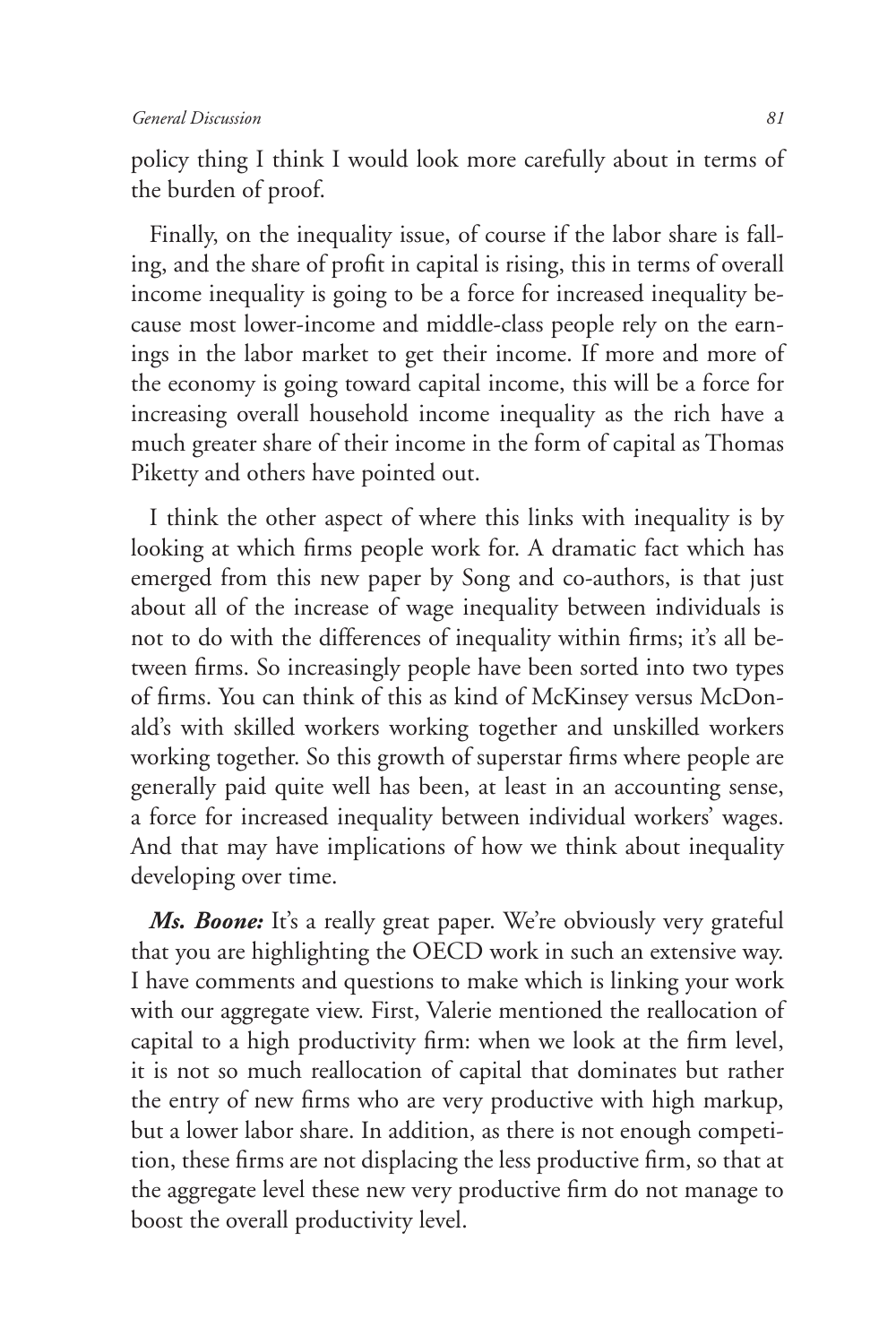policy thing I think I would look more carefully about in terms of the burden of proof.

Finally, on the inequality issue, of course if the labor share is falling, and the share of profit in capital is rising, this in terms of overall income inequality is going to be a force for increased inequality because most lower-income and middle-class people rely on the earnings in the labor market to get their income. If more and more of the economy is going toward capital income, this will be a force for increasing overall household income inequality as the rich have a much greater share of their income in the form of capital as Thomas Piketty and others have pointed out.

I think the other aspect of where this links with inequality is by looking at which firms people work for. A dramatic fact which has emerged from this new paper by Song and co-authors, is that just about all of the increase of wage inequality between individuals is not to do with the differences of inequality within firms; it's all between firms. So increasingly people have been sorted into two types of firms. You can think of this as kind of McKinsey versus McDonald's with skilled workers working together and unskilled workers working together. So this growth of superstar firms where people are generally paid quite well has been, at least in an accounting sense, a force for increased inequality between individual workers' wages. And that may have implications of how we think about inequality developing over time.

***Ms. Boone:*** It's a really great paper. We're obviously very grateful that you are highlighting the OECD work in such an extensive way. I have comments and questions to make which is linking your work with our aggregate view. First, Valerie mentioned the reallocation of capital to a high productivity firm: when we look at the firm level, it is not so much reallocation of capital that dominates but rather the entry of new firms who are very productive with high markup, but a lower labor share. In addition, as there is not enough competition, these firms are not displacing the less productive firm, so that at the aggregate level these new very productive firm do not manage to boost the overall productivity level.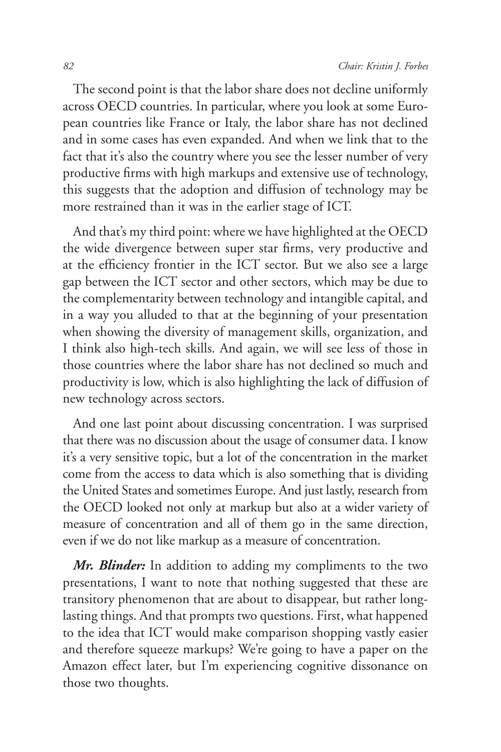The second point is that the labor share does not decline uniformly across OECD countries. In particular, where you look at some European countries like France or Italy, the labor share has not declined and in some cases has even expanded. And when we link that to the fact that it's also the country where you see the lesser number of very productive firms with high markups and extensive use of technology, this suggests that the adoption and diffusion of technology may be more restrained than it was in the earlier stage of ICT.

And that's my third point: where we have highlighted at the OECD the wide divergence between super star firms, very productive and at the efficiency frontier in the ICT sector. But we also see a large gap between the ICT sector and other sectors, which may be due to the complementarity between technology and intangible capital, and in a way you alluded to that at the beginning of your presentation when showing the diversity of management skills, organization, and I think also high-tech skills. And again, we will see less of those in those countries where the labor share has not declined so much and productivity is low, which is also highlighting the lack of diffusion of new technology across sectors.

And one last point about discussing concentration. I was surprised that there was no discussion about the usage of consumer data. I know it's a very sensitive topic, but a lot of the concentration in the market come from the access to data which is also something that is dividing the United States and sometimes Europe. And just lastly, research from the OECD looked not only at markup but also at a wider variety of measure of concentration and all of them go in the same direction, even if we do not like markup as a measure of concentration.

***Mr. Blinder:*** In addition to adding my compliments to the two presentations, I want to note that nothing suggested that these are transitory phenomenon that are about to disappear, but rather long-lasting things. And that prompts two questions. First, what happened to the idea that ICT would make comparison shopping vastly easier and therefore squeeze markups? We're going to have a paper on the Amazon effect later, but I'm experiencing cognitive dissonance on those two thoughts.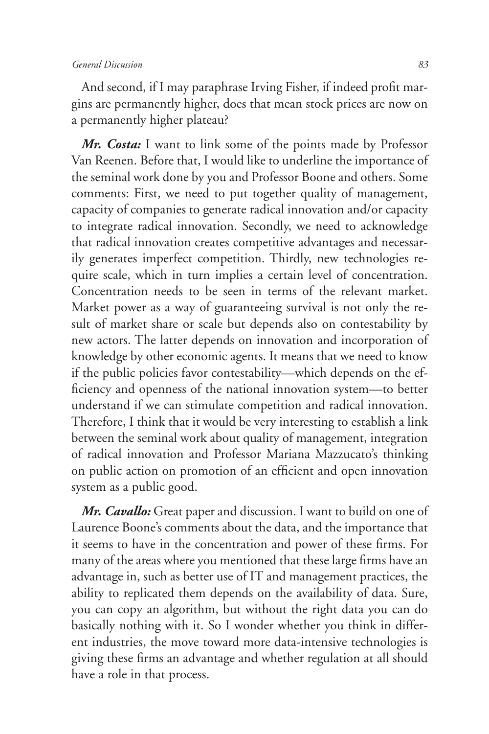And second, if I may paraphrase Irving Fisher, if indeed profit margins are permanently higher, does that mean stock prices are now on a permanently higher plateau?

***Mr. Costa:*** I want to link some of the points made by Professor Van Reenen. Before that, I would like to underline the importance of the seminal work done by you and Professor Boone and others. Some comments: First, we need to put together quality of management, capacity of companies to generate radical innovation and/or capacity to integrate radical innovation. Secondly, we need to acknowledge that radical innovation creates competitive advantages and necessarily generates imperfect competition. Thirdly, new technologies require scale, which in turn implies a certain level of concentration. Concentration needs to be seen in terms of the relevant market. Market power as a way of guaranteeing survival is not only the result of market share or scale but depends also on contestability by new actors. The latter depends on innovation and incorporation of knowledge by other economic agents. It means that we need to know if the public policies favor contestability—which depends on the efficiency and openness of the national innovation system—to better understand if we can stimulate competition and radical innovation. Therefore, I think that it would be very interesting to establish a link between the seminal work about quality of management, integration of radical innovation and Professor Mariana Mazzucato's thinking on public action on promotion of an efficient and open innovation system as a public good.

***Mr. Cavallo:*** Great paper and discussion. I want to build on one of Laurence Boone's comments about the data, and the importance that it seems to have in the concentration and power of these firms. For many of the areas where you mentioned that these large firms have an advantage in, such as better use of IT and management practices, the ability to replicated them depends on the availability of data. Sure, you can copy an algorithm, but without the right data you can do basically nothing with it. So I wonder whether you think in different industries, the move toward more data-intensive technologies is giving these firms an advantage and whether regulation at all should have a role in that process.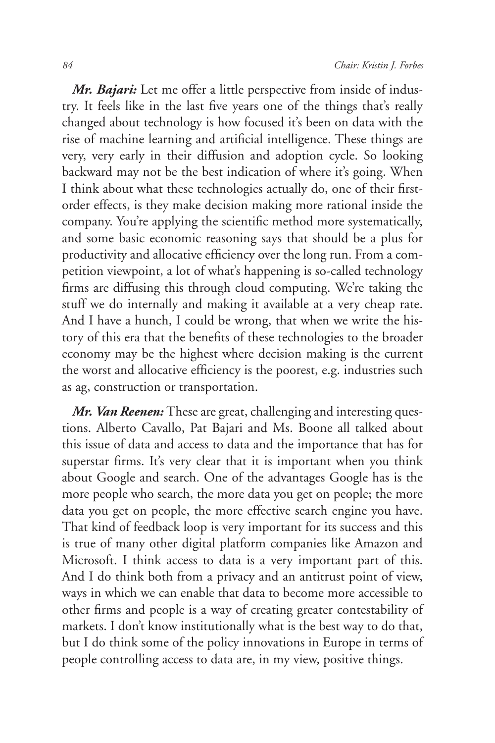***Mr. Bajari:*** Let me offer a little perspective from inside of industry. It feels like in the last five years one of the things that's really changed about technology is how focused it's been on data with the rise of machine learning and artificial intelligence. These things are very, very early in their diffusion and adoption cycle. So looking backward may not be the best indication of where it's going. When I think about what these technologies actually do, one of their first-order effects, is they make decision making more rational inside the company. You're applying the scientific method more systematically, and some basic economic reasoning says that should be a plus for productivity and allocative efficiency over the long run. From a competition viewpoint, a lot of what's happening is so-called technology firms are diffusing this through cloud computing. We're taking the stuff we do internally and making it available at a very cheap rate. And I have a hunch, I could be wrong, that when we write the history of this era that the benefits of these technologies to the broader economy may be the highest where decision making is the current the worst and allocative efficiency is the poorest, e.g. industries such as ag, construction or transportation.

***Mr. Van Reenen:*** These are great, challenging and interesting questions. Alberto Cavallo, Pat Bajari and Ms. Boone all talked about this issue of data and access to data and the importance that has for superstar firms. It's very clear that it is important when you think about Google and search. One of the advantages Google has is the more people who search, the more data you get on people; the more data you get on people, the more effective search engine you have. That kind of feedback loop is very important for its success and this is true of many other digital platform companies like Amazon and Microsoft. I think access to data is a very important part of this. And I do think both from a privacy and an antitrust point of view, ways in which we can enable that data to become more accessible to other firms and people is a way of creating greater contestability of markets. I don't know institutionally what is the best way to do that, but I do think some of the policy innovations in Europe in terms of people controlling access to data are, in my view, positive things.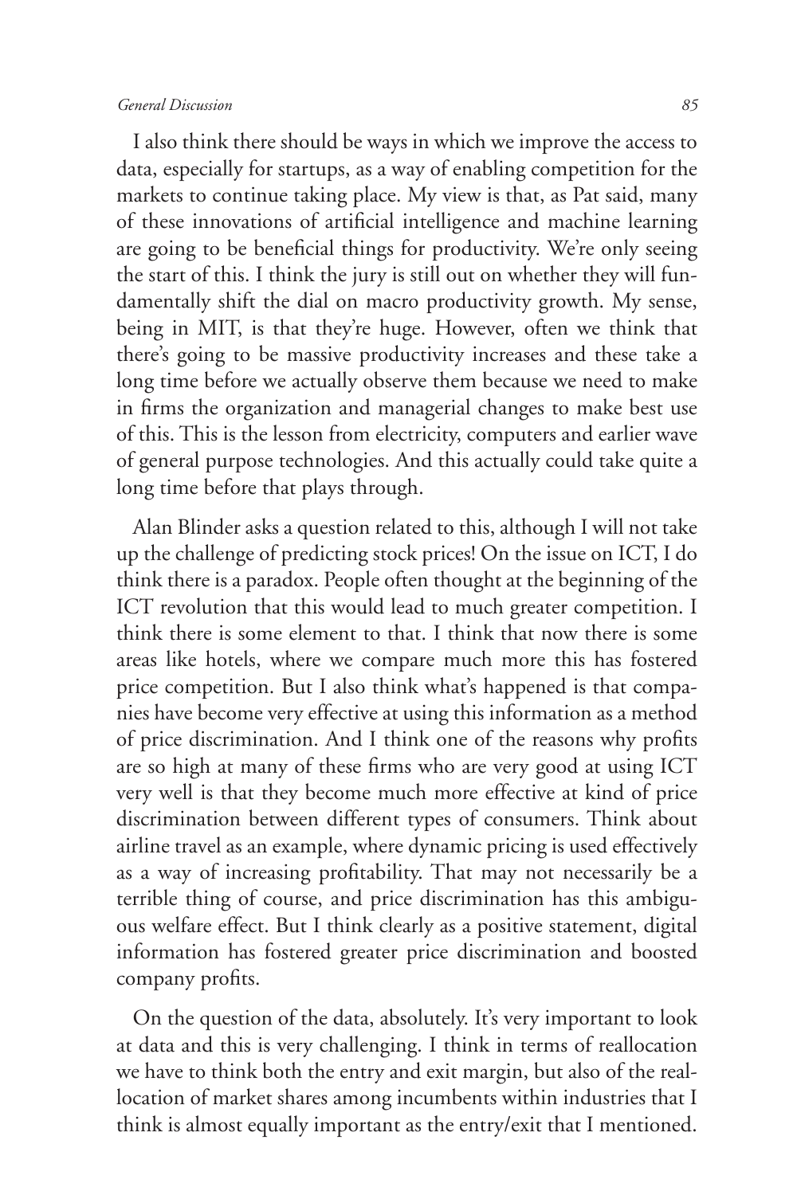I also think there should be ways in which we improve the access to data, especially for startups, as a way of enabling competition for the markets to continue taking place. My view is that, as Pat said, many of these innovations of artificial intelligence and machine learning are going to be beneficial things for productivity. We're only seeing the start of this. I think the jury is still out on whether they will fundamentally shift the dial on macro productivity growth. My sense, being in MIT, is that they're huge. However, often we think that there's going to be massive productivity increases and these take a long time before we actually observe them because we need to make in firms the organization and managerial changes to make best use of this. This is the lesson from electricity, computers and earlier wave of general purpose technologies. And this actually could take quite a long time before that plays through.

Alan Blinder asks a question related to this, although I will not take up the challenge of predicting stock prices! On the issue on ICT, I do think there is a paradox. People often thought at the beginning of the ICT revolution that this would lead to much greater competition. I think there is some element to that. I think that now there is some areas like hotels, where we compare much more this has fostered price competition. But I also think what's happened is that companies have become very effective at using this information as a method of price discrimination. And I think one of the reasons why profits are so high at many of these firms who are very good at using ICT very well is that they become much more effective at kind of price discrimination between different types of consumers. Think about airline travel as an example, where dynamic pricing is used effectively as a way of increasing profitability. That may not necessarily be a terrible thing of course, and price discrimination has this ambiguous welfare effect. But I think clearly as a positive statement, digital information has fostered greater price discrimination and boosted company profits.

On the question of the data, absolutely. It's very important to look at data and this is very challenging. I think in terms of reallocation we have to think both the entry and exit margin, but also of the reallocation of market shares among incumbents within industries that I think is almost equally important as the entry/exit that I mentioned.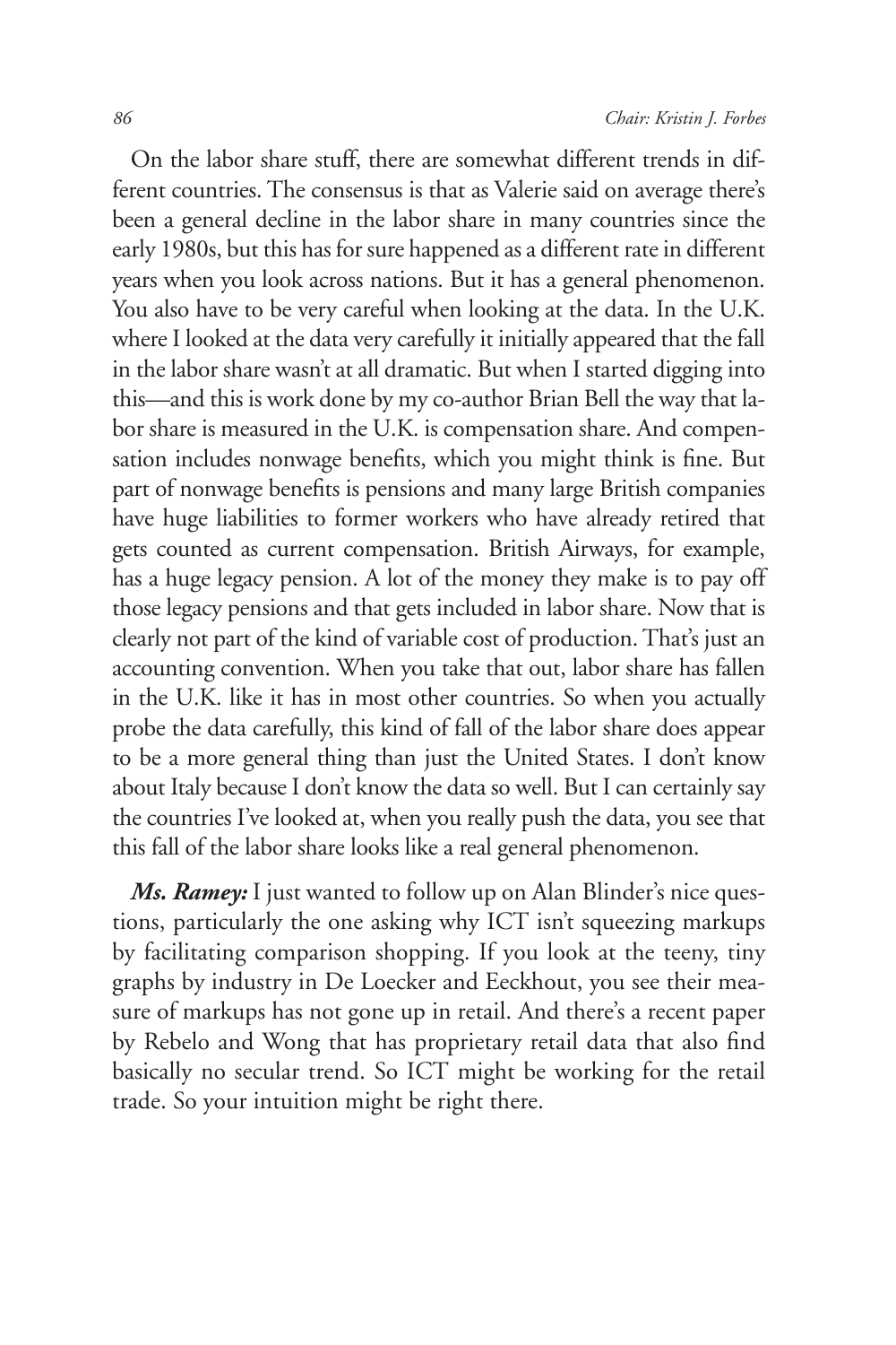On the labor share stuff, there are somewhat different trends in different countries. The consensus is that as Valerie said on average there's been a general decline in the labor share in many countries since the early 1980s, but this has for sure happened as a different rate in different years when you look across nations. But it has a general phenomenon. You also have to be very careful when looking at the data. In the U.K. where I looked at the data very carefully it initially appeared that the fall in the labor share wasn't at all dramatic. But when I started digging into this—and this is work done by my co-author Brian Bell the way that labor share is measured in the U.K. is compensation share. And compensation includes nonwage benefits, which you might think is fine. But part of nonwage benefits is pensions and many large British companies have huge liabilities to former workers who have already retired that gets counted as current compensation. British Airways, for example, has a huge legacy pension. A lot of the money they make is to pay off those legacy pensions and that gets included in labor share. Now that is clearly not part of the kind of variable cost of production. That's just an accounting convention. When you take that out, labor share has fallen in the U.K. like it has in most other countries. So when you actually probe the data carefully, this kind of fall of the labor share does appear to be a more general thing than just the United States. I don't know about Italy because I don't know the data so well. But I can certainly say the countries I've looked at, when you really push the data, you see that this fall of the labor share looks like a real general phenomenon.

***Ms. Ramey:*** I just wanted to follow up on Alan Blinder's nice questions, particularly the one asking why ICT isn't squeezing markups by facilitating comparison shopping. If you look at the teeny, tiny graphs by industry in De Loecker and Eeckhout, you see their measure of markups has not gone up in retail. And there's a recent paper by Rebelo and Wong that has proprietary retail data that also find basically no secular trend. So ICT might be working for the retail trade. So your intuition might be right there.